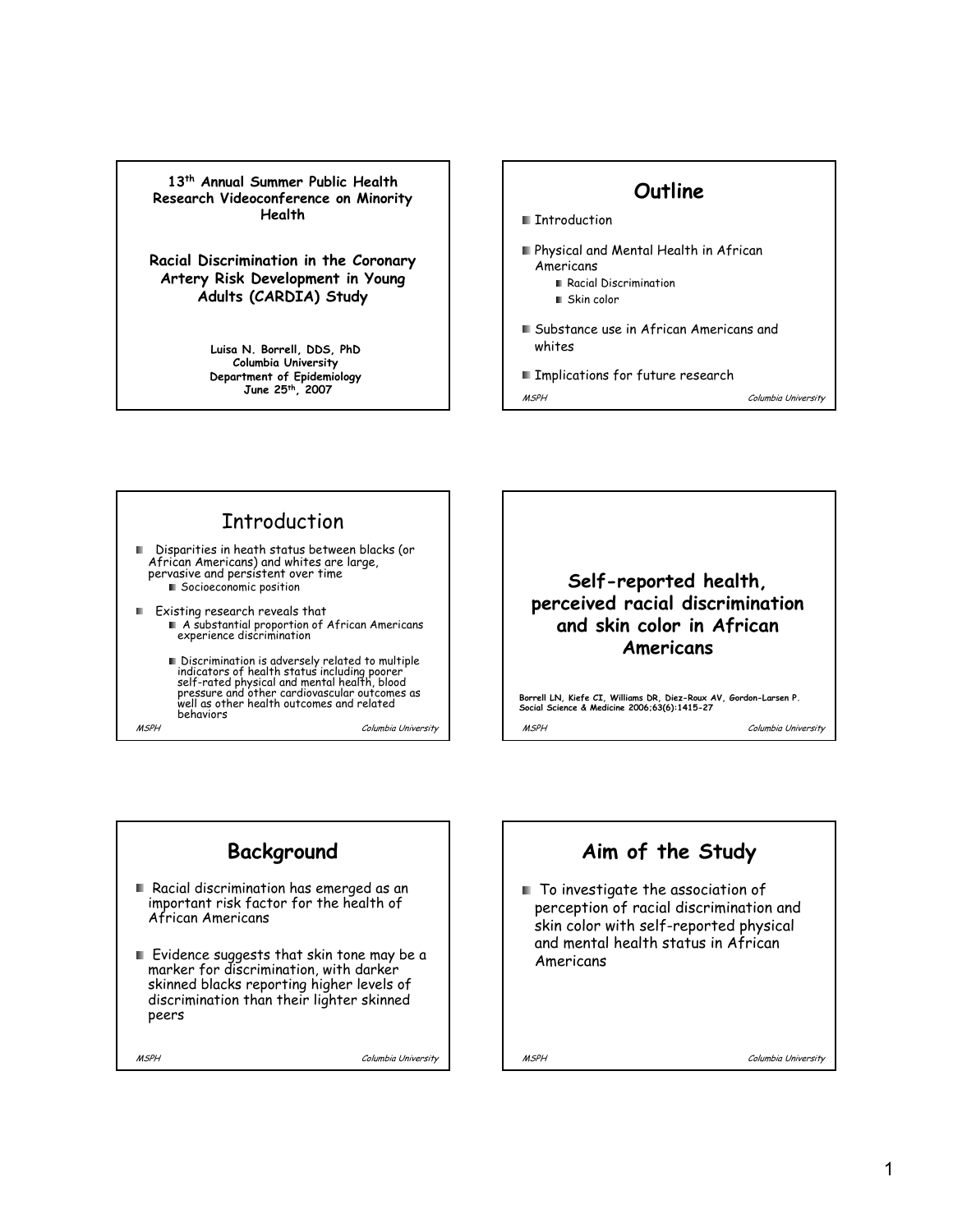**13th Annual Summer Public Health Research Videoconference on Minority Health**

**Racial Discrimination in the Coronary Artery Risk Development in Young Adults (CARDIA) Study**

**Luisa N. Borrell, DDS, PhD**
**Columbia University**
**Department of Epidemiology**
**June 25th, 2007**

# Outline

- Introduction
- Physical and Mental Health in African Americans
  - Racial Discrimination
  - Skin color
- Substance use in African Americans and whites
- Implications for future research

# Introduction

- Disparities in heath status between blacks (or African Americans) and whites are large, pervasive and persistent over time
  - Socioeconomic position
- Existing research reveals that
  - A substantial proportion of African Americans experience discrimination
  - Discrimination is adversely related to multiple indicators of health status including poorer self-rated physical and mental health, blood pressure and other cardiovascular outcomes as well as other health outcomes and related behaviors

## Self-reported health, perceived racial discrimination and skin color in African Americans

**Borrell LN, Kiefe CI, Williams DR, Diez-Roux AV, Gordon-Larsen P. Social Science & Medicine 2006;63(6):1415-27**

# Background

- Racial discrimination has emerged as an important risk factor for the health of African Americans
- Evidence suggests that skin tone may be a marker for discrimination, with darker skinned blacks reporting higher levels of discrimination than their lighter skinned peers

# Aim of the Study

- To investigate the association of perception of racial discrimination and skin color with self-reported physical and mental health status in African Americans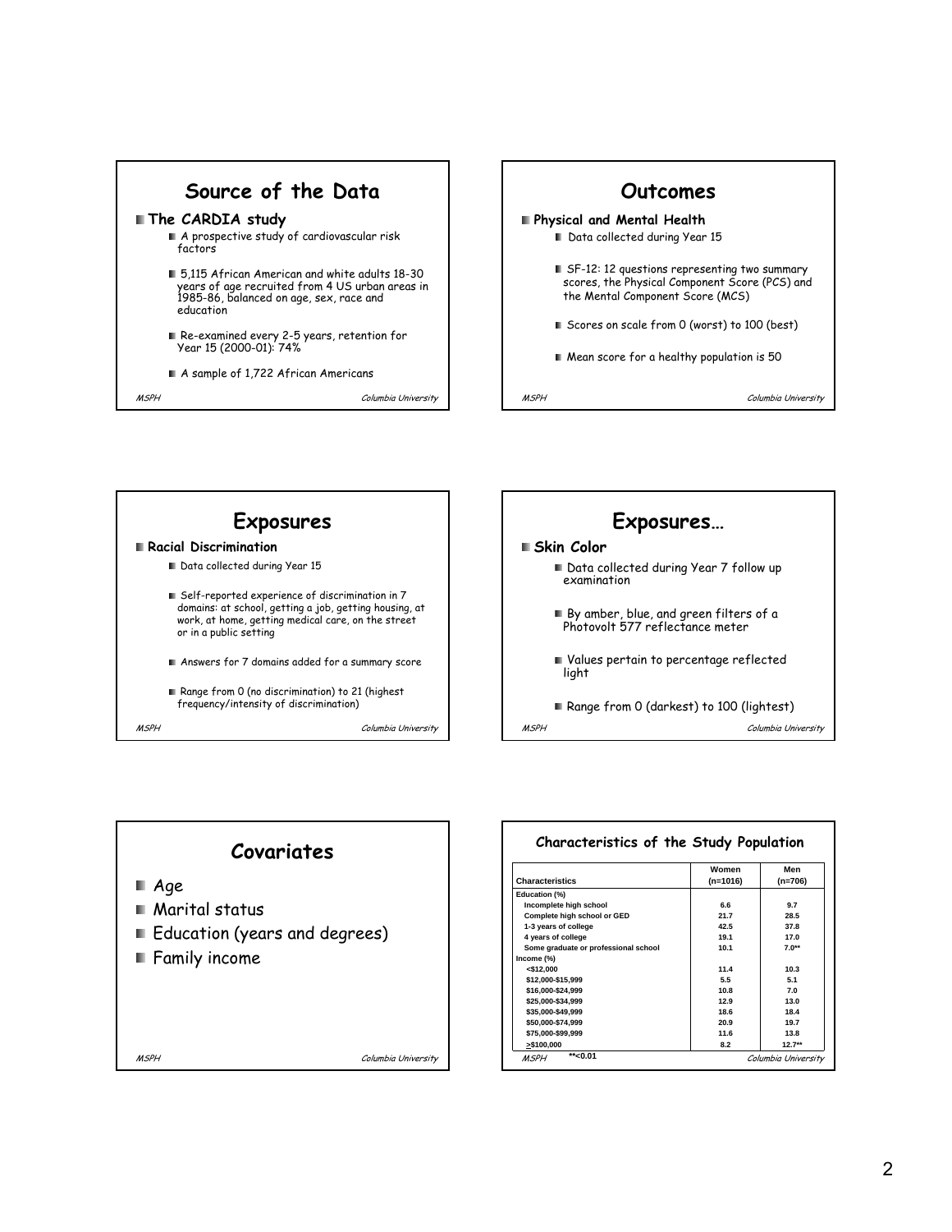## Source of the Data

- **The CARDIA study**
  - A prospective study of cardiovascular risk factors
  - 5,115 African American and white adults 18-30 years of age recruited from 4 US urban areas in 1985-86, balanced on age, sex, race and education
  - Re-examined every 2-5 years, retention for Year 15 (2000-01): 74%
  - A sample of 1,722 African Americans

## Outcomes

- **Physical and Mental Health**
  - Data collected during Year 15
  - SF-12: 12 questions representing two summary scores, the Physical Component Score (PCS) and the Mental Component Score (MCS)
  - Scores on scale from 0 (worst) to 100 (best)
  - Mean score for a healthy population is 50

## Exposures

- **Racial Discrimination**
  - Data collected during Year 15
  - Self-reported experience of discrimination in 7 domains: at school, getting a job, getting housing, at work, at home, getting medical care, on the street or in a public setting
  - Answers for 7 domains added for a summary score
  - Range from 0 (no discrimination) to 21 (highest frequency/intensity of discrimination)

## Exposures…

- **Skin Color**
  - Data collected during Year 7 follow up examination
  - By amber, blue, and green filters of a Photovolt 577 reflectance meter
  - Values pertain to percentage reflected light
  - Range from 0 (darkest) to 100 (lightest)

## Covariates

- Age
- Marital status
- Education (years and degrees)
- Family income

## Characteristics of the Study Population

| Characteristics | Women (n=1016) | Men (n=706) |
|---|---|---|
| **Education (%)** | | |
| Incomplete high school | 6.6 | 9.7 |
| Complete high school or GED | 21.7 | 28.5 |
| 1-3 years of college | 42.5 | 37.8 |
| 4 years of college | 19.1 | 17.0 |
| Some graduate or professional school | 10.1 | 7.0** |
| **Income (%)** | | |
| <$12,000 | 11.4 | 10.3 |
| $12,000-$15,999 | 5.5 | 5.1 |
| $16,000-$24,999 | 10.8 | 7.0 |
| $25,000-$34,999 | 12.9 | 13.0 |
| $35,000-$49,999 | 18.6 | 18.4 |
| $50,000-$74,999 | 20.9 | 19.7 |
| $75,000-$99,999 | 11.6 | 13.8 |
| ≥$100,000 | 8.2 | 12.7** |

**<0.01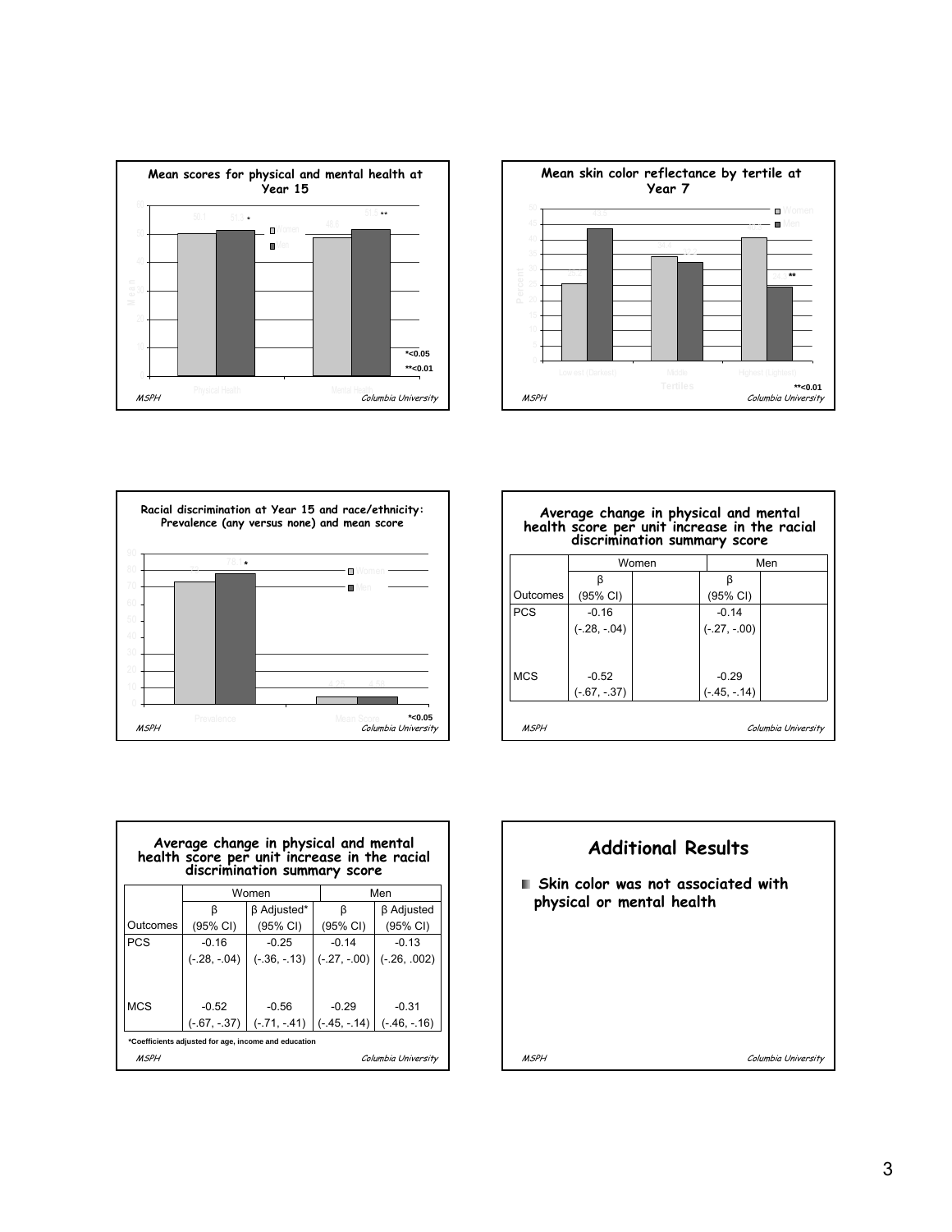### Mean scores for physical and mental health at Year 15

| | Women | Men |
|---|---|---|
| Physical Health | 50.1 | 51.3 * |
| Mental Health | 48.6 | 51.5 ** |

*<0.05

**<0.01

### Mean skin color reflectance by tertile at Year 7

| Tertiles | Women | Men |
|---|---|---|
| Lowest (Darkest) | 25.3 | 43.5 |
| Middle | 34.4 | 32.2 |
| Highest (Lightest) | 40.7 | 24.3 ** |

**<0.01

### Racial discrimination at Year 15 and race/ethnicity: Prevalence (any versus none) and mean score

| | Women | Men |
|---|---|---|
| Prevalence | 73 | 78.1 * |
| Mean Score | 4.25 | 4.56 |

*<0.05

### Average change in physical and mental health score per unit increase in the racial discrimination summary score

| | Women | | Men | |
|---|---|---|---|---|
| Outcomes | β (95% CI) | | β (95% CI) | |
| PCS | -0.16 (-.28, -.04) | | -0.14 (-.27, -.00) | |
| MCS | -0.52 (-.67, -.37) | | -0.29 (-.45, -.14) | |

### Average change in physical and mental health score per unit increase in the racial discrimination summary score

| | Women | | Men | |
|---|---|---|---|---|
| Outcomes | β (95% CI) | β Adjusted* (95% CI) | β (95% CI) | β Adjusted (95% CI) |
| PCS | -0.16 (-.28, -.04) | -0.25 (-.36, -.13) | -0.14 (-.27, -.00) | -0.13 (-.26, .002) |
| MCS | -0.52 (-.67, -.37) | -0.56 (-.71, -.41) | -0.29 (-.45, -.14) | -0.31 (-.46, -.16) |

*Coefficients adjusted for age, income and education

## Additional Results

- Skin color was not associated with physical or mental health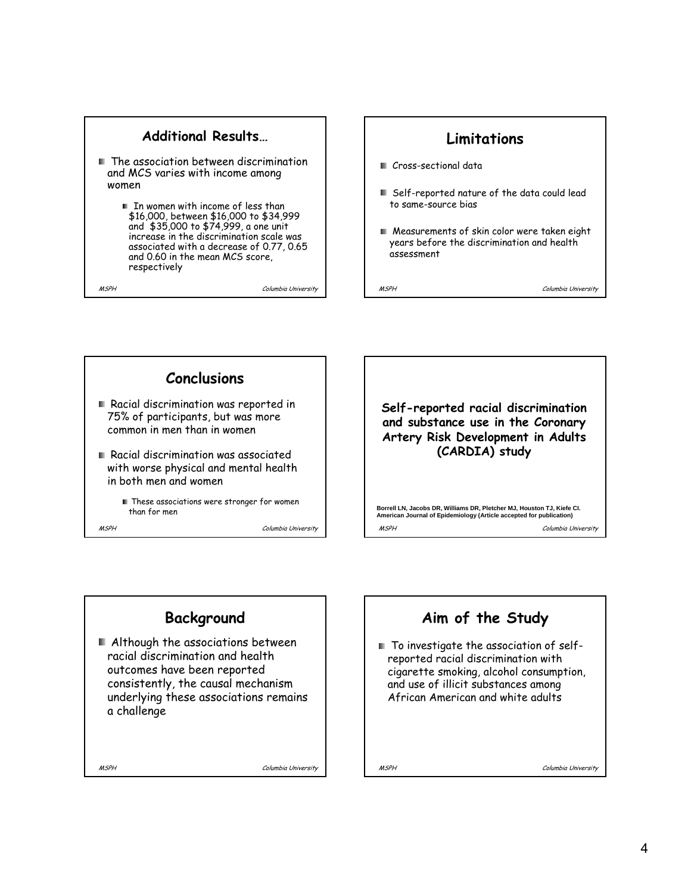## Additional Results…

- The association between discrimination and MCS varies with income among women
  - In women with income of less than $16,000, between $16,000 to $34,999 and $35,000 to $74,999, a one unit increase in the discrimination scale was associated with a decrease of 0.77, 0.65 and 0.60 in the mean MCS score, respectively

*MSPH* *Columbia University*

## Limitations

- Cross-sectional data
- Self-reported nature of the data could lead to same-source bias
- Measurements of skin color were taken eight years before the discrimination and health assessment

*MSPH* *Columbia University*

## Conclusions

- Racial discrimination was reported in 75% of participants, but was more common in men than in women
- Racial discrimination was associated with worse physical and mental health in both men and women
  - These associations were stronger for women than for men

*MSPH* *Columbia University*

**Self-reported racial discrimination and substance use in the Coronary Artery Risk Development in Adults (CARDIA) study**

**Borrell LN, Jacobs DR, Williams DR, Pletcher MJ, Houston TJ, Kiefe CI. American Journal of Epidemiology (Article accepted for publication)**

*MSPH* *Columbia University*

## Background

- Although the associations between racial discrimination and health outcomes have been reported consistently, the causal mechanism underlying these associations remains a challenge

*MSPH* *Columbia University*

## Aim of the Study

- To investigate the association of self-reported racial discrimination with cigarette smoking, alcohol consumption, and use of illicit substances among African American and white adults

*MSPH* *Columbia University*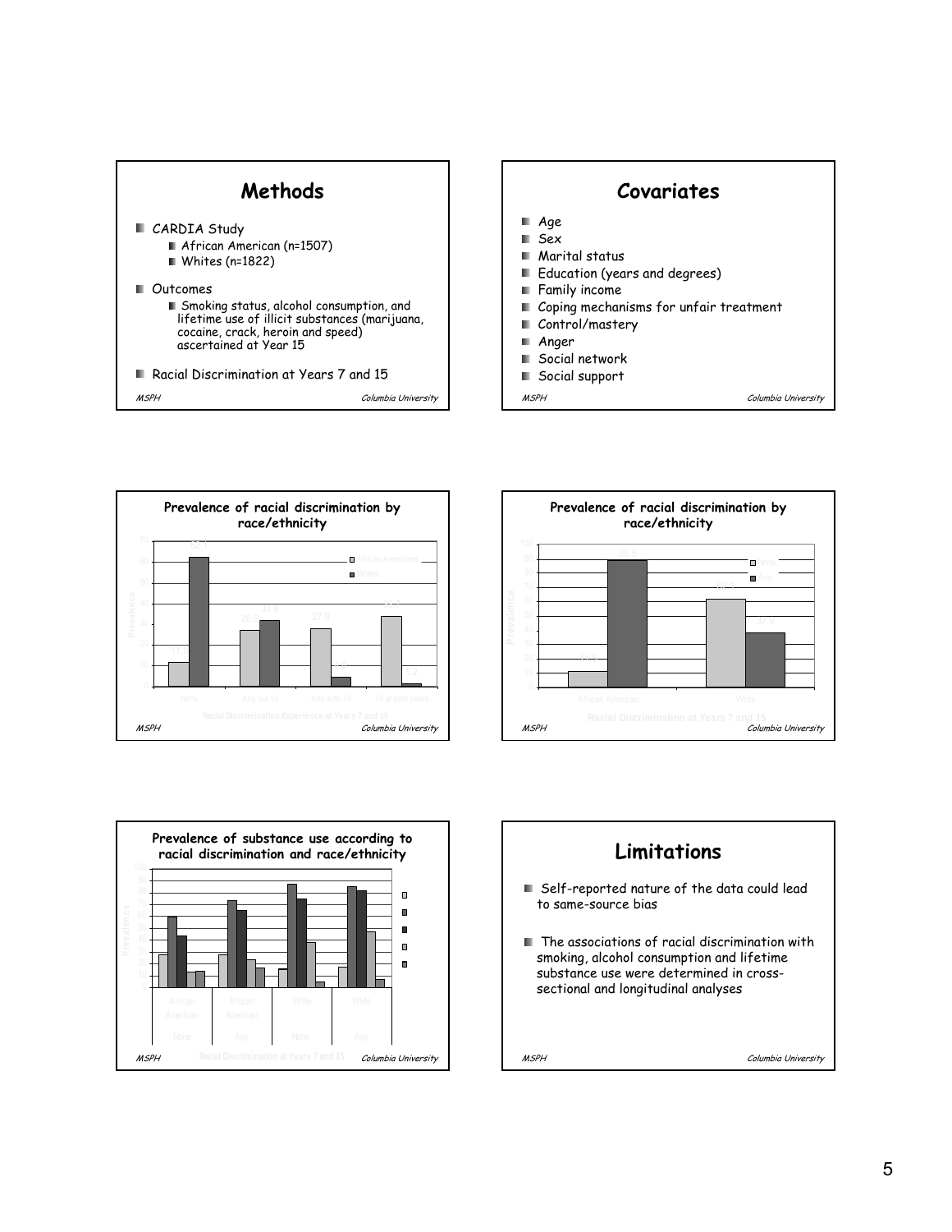## Methods

- CARDIA Study
  - African American (n=1507)
  - Whites (n=1822)
- Outcomes
  - Smoking status, alcohol consumption, and lifetime use of illicit substances (marijuana, cocaine, crack, heroin and speed) ascertained at Year 15
- Racial Discrimination at Years 7 and 15

MSPH — Columbia University

## Covariates

- Age
- Sex
- Marital status
- Education (years and degrees)
- Family income
- Coping mechanisms for unfair treatment
- Control/mastery
- Anger
- Social network
- Social support

MSPH — Columbia University

### Prevalence of racial discrimination by race/ethnicity

| Racial Discrimination Experience at Years 7 and 15 | African American | White |
|---|---|---|
| None | 11.4 | 62.1 |
| Any but <3 | 26.9 | 31.9 |
| Any with >3 | 27.9 | 4.1 |
| >3 at both years | 33.8 | 1.2 |

MSPH — Columbia University

### Prevalence of racial discrimination by race/ethnicity

| Racial Discrimination at Years 7 and 15 | None | Any |
|---|---|---|
| African American | 11.5 | 88.5 |
| White | 62.1 | 37.9 |

MSPH — Columbia University

### Prevalence of substance use according to racial discrimination and race/ethnicity

Racial Discrimination at Years 7 and 15: African American – None; African American – Any; White – None; White – Any

MSPH — Columbia University

## Limitations

- Self-reported nature of the data could lead to same-source bias
- The associations of racial discrimination with smoking, alcohol consumption and lifetime substance use were determined in cross-sectional and longitudinal analyses

MSPH — Columbia University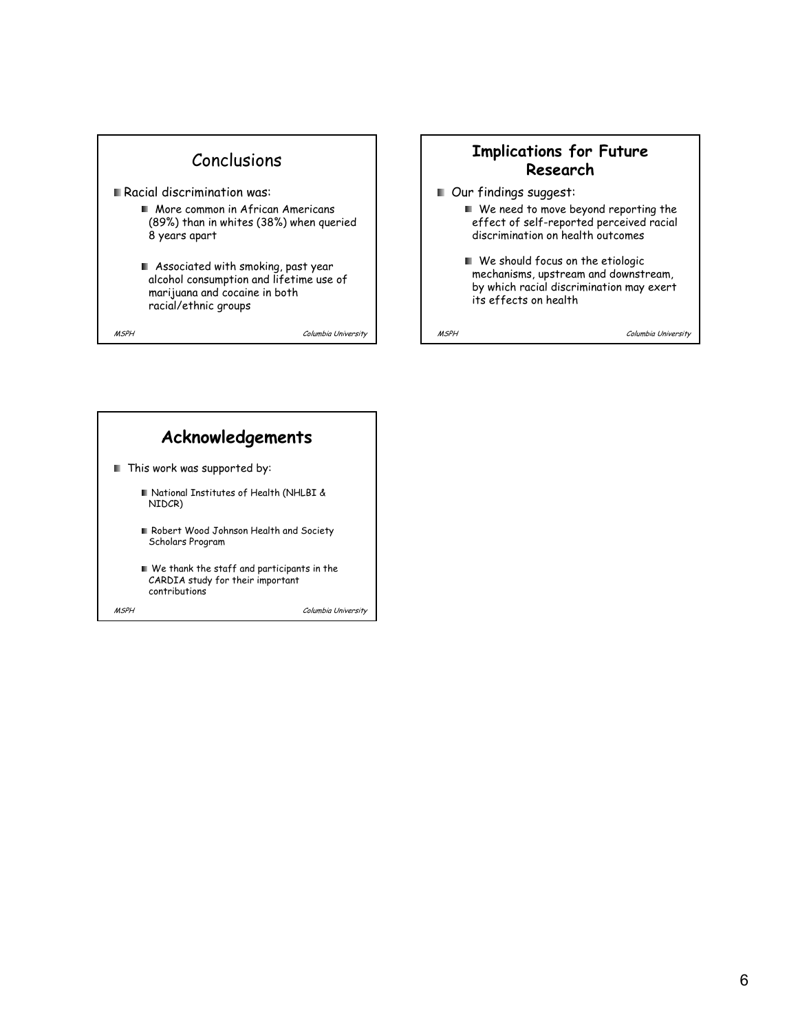## Conclusions

- Racial discrimination was:
  - More common in African Americans (89%) than in whites (38%) when queried 8 years apart
  - Associated with smoking, past year alcohol consumption and lifetime use of marijuana and cocaine in both racial/ethnic groups

MSPH — Columbia University

## Implications for Future Research

- Our findings suggest:
  - We need to move beyond reporting the effect of self-reported perceived racial discrimination on health outcomes
  - We should focus on the etiologic mechanisms, upstream and downstream, by which racial discrimination may exert its effects on health

MSPH — Columbia University

## Acknowledgements

- This work was supported by:
  - National Institutes of Health (NHLBI & NIDCR)
  - Robert Wood Johnson Health and Society Scholars Program
  - We thank the staff and participants in the CARDIA study for their important contributions

MSPH — Columbia University